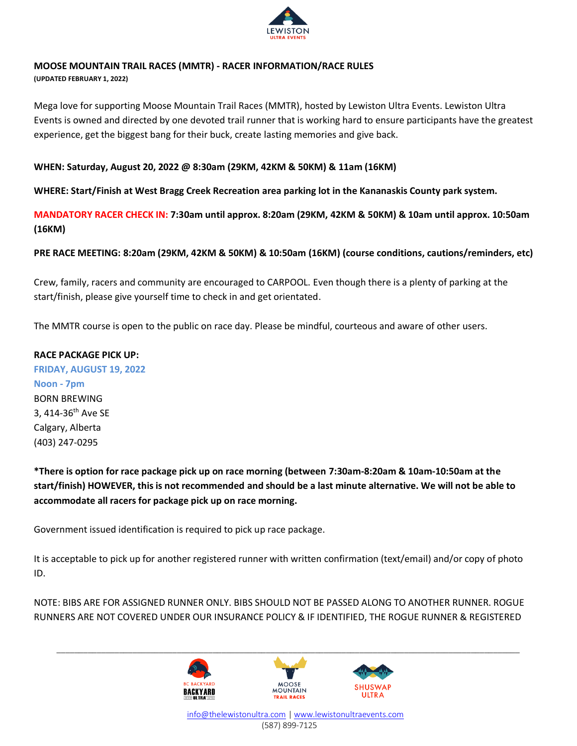# MOOSE MOUNTAIN TRAIL RACES (MMTR) - RACER INFORMATION/RACE RULES

**(UPDATED FEBRUARY 1, 2022)**

Mega love for supporting Moose Mountain Trail Races (MMTR), hosted by Lewiston Ultra Events. Lewiston Ultra Events is owned and directed by one devoted trail runner that is working hard to ensure participants have the greatest experience, get the biggest bang for their buck, create lasting memories and give back.

**WHEN: Saturday, August 20, 2022 @ 8:30am (29KM, 42KM & 50KM) & 11am (16KM)**

**WHERE: Start/Finish at West Bragg Creek Recreation area parking lot in the Kananaskis County park system.**

**MANDATORY RACER CHECK IN: 7:30am until approx. 8:20am (29KM, 42KM & 50KM) & 10am until approx. 10:50am (16KM)**

**PRE RACE MEETING: 8:20am (29KM, 42KM & 50KM) & 10:50am (16KM) (course conditions, cautions/reminders, etc)**

Crew, family, racers and community are encouraged to CARPOOL. Even though there is a plenty of parking at the start/finish, please give yourself time to check in and get orientated.

The MMTR course is open to the public on race day. Please be mindful, courteous and aware of other users.

**RACE PACKAGE PICK UP:**
**FRIDAY, AUGUST 19, 2022**
**Noon - 7pm**
BORN BREWING
3, 414-36th Ave SE
Calgary, Alberta
(403) 247-0295

***There is option for race package pick up on race morning (between 7:30am-8:20am & 10am-10:50am at the start/finish) HOWEVER, this is not recommended and should be a last minute alternative. We will not be able to accommodate all racers for package pick up on race morning.**

Government issued identification is required to pick up race package.

It is acceptable to pick up for another registered runner with written confirmation (text/email) and/or copy of photo ID.

NOTE: BIBS ARE FOR ASSIGNED RUNNER ONLY. BIBS SHOULD NOT BE PASSED ALONG TO ANOTHER RUNNER. ROGUE RUNNERS ARE NOT COVERED UNDER OUR INSURANCE POLICY & IF IDENTIFIED, THE ROGUE RUNNER & REGISTERED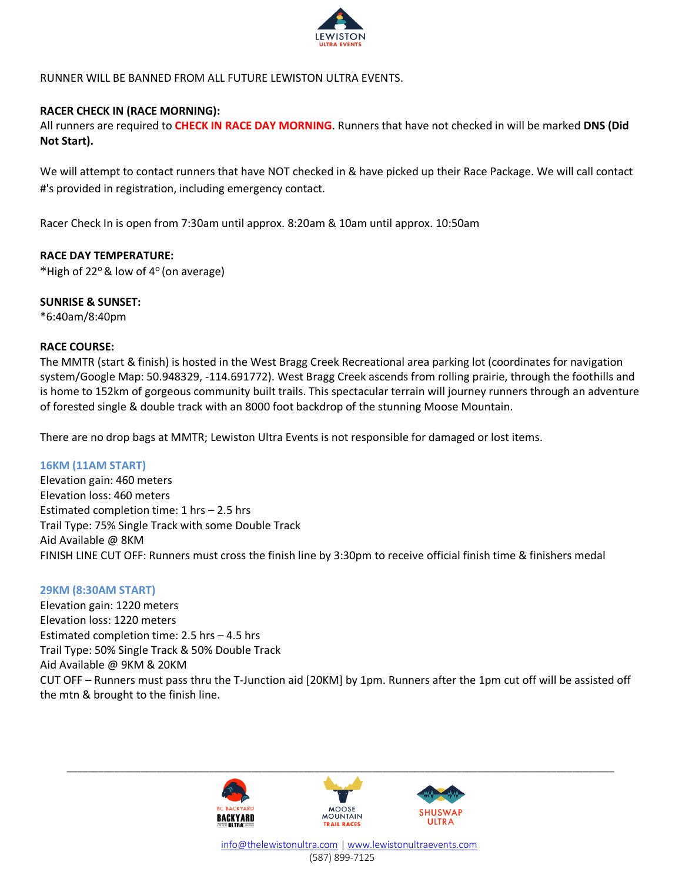RUNNER WILL BE BANNED FROM ALL FUTURE LEWISTON ULTRA EVENTS.

**RACER CHECK IN (RACE MORNING):**
All runners are required to **CHECK IN RACE DAY MORNING**. Runners that have not checked in will be marked **DNS (Did Not Start).**

We will attempt to contact runners that have NOT checked in & have picked up their Race Package. We will call contact #'s provided in registration, including emergency contact.

Racer Check In is open from 7:30am until approx. 8:20am & 10am until approx. 10:50am

**RACE DAY TEMPERATURE:**
*High of 22° & low of 4° (on average)

**SUNRISE & SUNSET:**
*6:40am/8:40pm

**RACE COURSE:**
The MMTR (start & finish) is hosted in the West Bragg Creek Recreational area parking lot (coordinates for navigation system/Google Map: 50.948329, -114.691772). West Bragg Creek ascends from rolling prairie, through the foothills and is home to 152km of gorgeous community built trails. This spectacular terrain will journey runners through an adventure of forested single & double track with an 8000 foot backdrop of the stunning Moose Mountain.

There are no drop bags at MMTR; Lewiston Ultra Events is not responsible for damaged or lost items.

**16KM (11AM START)**
Elevation gain: 460 meters
Elevation loss: 460 meters
Estimated completion time: 1 hrs – 2.5 hrs
Trail Type: 75% Single Track with some Double Track
Aid Available @ 8KM
FINISH LINE CUT OFF: Runners must cross the finish line by 3:30pm to receive official finish time & finishers medal

**29KM (8:30AM START)**
Elevation gain: 1220 meters
Elevation loss: 1220 meters
Estimated completion time: 2.5 hrs – 4.5 hrs
Trail Type: 50% Single Track & 50% Double Track
Aid Available @ 9KM & 20KM
CUT OFF – Runners must pass thru the T-Junction aid [20KM] by 1pm. Runners after the 1pm cut off will be assisted off the mtn & brought to the finish line.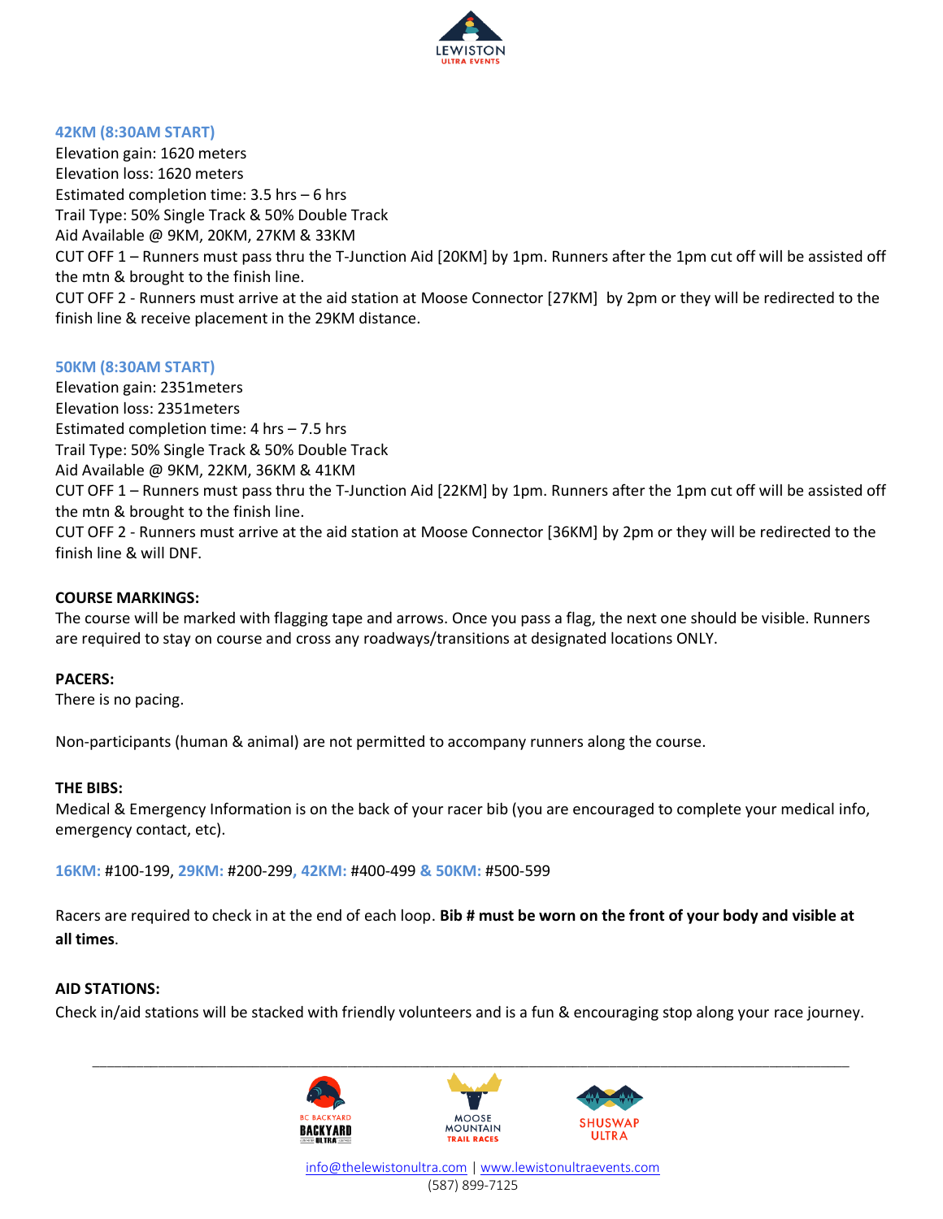### 42KM (8:30AM START)

Elevation gain: 1620 meters
Elevation loss: 1620 meters
Estimated completion time: 3.5 hrs – 6 hrs
Trail Type: 50% Single Track & 50% Double Track
Aid Available @ 9KM, 20KM, 27KM & 33KM
CUT OFF 1 – Runners must pass thru the T-Junction Aid [20KM] by 1pm. Runners after the 1pm cut off will be assisted off the mtn & brought to the finish line.
CUT OFF 2 - Runners must arrive at the aid station at Moose Connector [27KM] by 2pm or they will be redirected to the finish line & receive placement in the 29KM distance.

### 50KM (8:30AM START)

Elevation gain: 2351meters
Elevation loss: 2351meters
Estimated completion time: 4 hrs – 7.5 hrs
Trail Type: 50% Single Track & 50% Double Track
Aid Available @ 9KM, 22KM, 36KM & 41KM
CUT OFF 1 – Runners must pass thru the T-Junction Aid [22KM] by 1pm. Runners after the 1pm cut off will be assisted off the mtn & brought to the finish line.
CUT OFF 2 - Runners must arrive at the aid station at Moose Connector [36KM] by 2pm or they will be redirected to the finish line & will DNF.

**COURSE MARKINGS:**
The course will be marked with flagging tape and arrows. Once you pass a flag, the next one should be visible. Runners are required to stay on course and cross any roadways/transitions at designated locations ONLY.

**PACERS:**
There is no pacing.

Non-participants (human & animal) are not permitted to accompany runners along the course.

**THE BIBS:**
Medical & Emergency Information is on the back of your racer bib (you are encouraged to complete your medical info, emergency contact, etc).

16KM: #100-199, 29KM: #200-299, 42KM: #400-499 & 50KM: #500-599

Racers are required to check in at the end of each loop. **Bib # must be worn on the front of your body and visible at all times**.

**AID STATIONS:**
Check in/aid stations will be stacked with friendly volunteers and is a fun & encouraging stop along your race journey.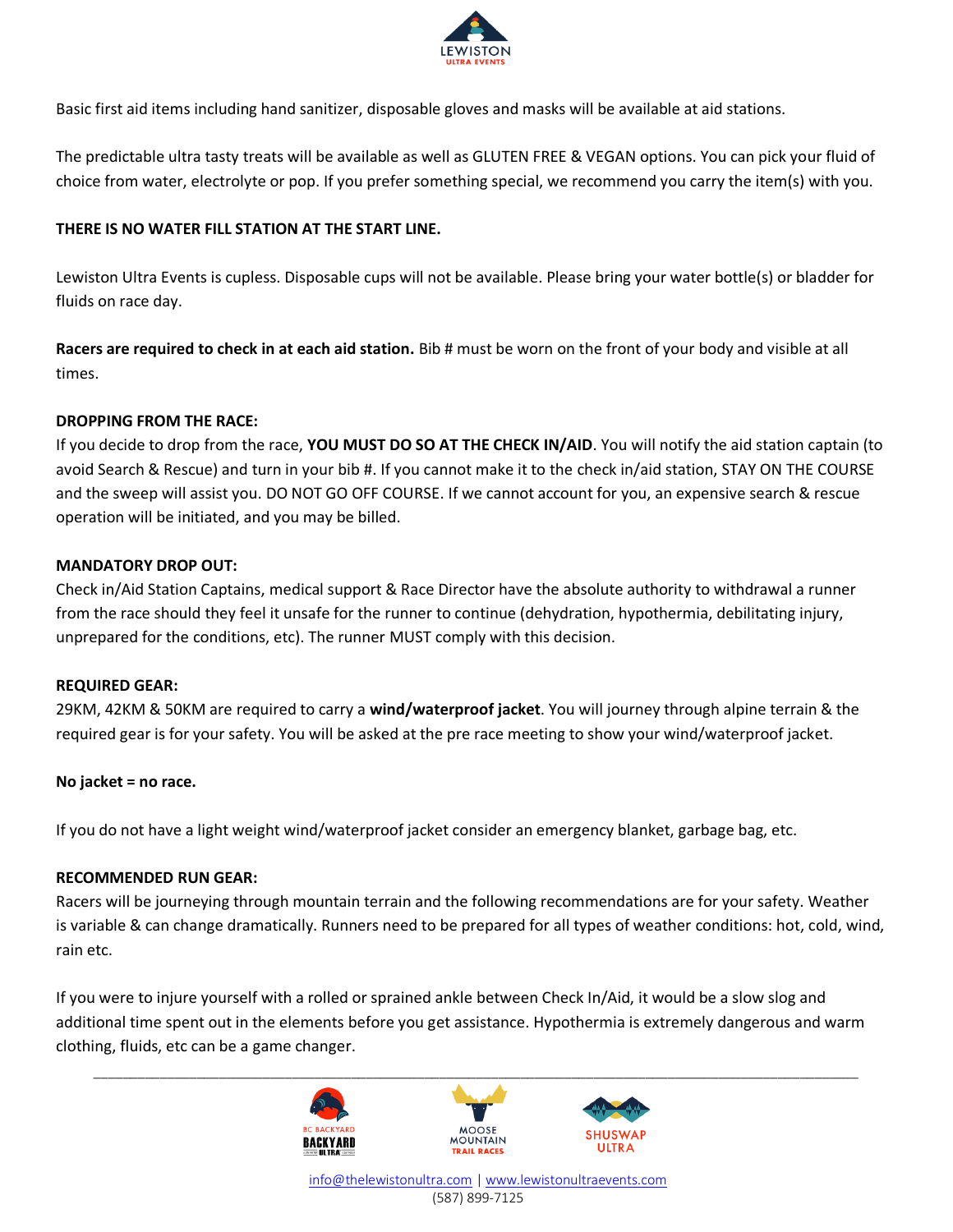Basic first aid items including hand sanitizer, disposable gloves and masks will be available at aid stations.

The predictable ultra tasty treats will be available as well as GLUTEN FREE & VEGAN options. You can pick your fluid of choice from water, electrolyte or pop. If you prefer something special, we recommend you carry the item(s) with you.

**THERE IS NO WATER FILL STATION AT THE START LINE.**

Lewiston Ultra Events is cupless. Disposable cups will not be available. Please bring your water bottle(s) or bladder for fluids on race day.

**Racers are required to check in at each aid station.** Bib # must be worn on the front of your body and visible at all times.

**DROPPING FROM THE RACE:**
If you decide to drop from the race, **YOU MUST DO SO AT THE CHECK IN/AID**. You will notify the aid station captain (to avoid Search & Rescue) and turn in your bib #. If you cannot make it to the check in/aid station, STAY ON THE COURSE and the sweep will assist you. DO NOT GO OFF COURSE. If we cannot account for you, an expensive search & rescue operation will be initiated, and you may be billed.

**MANDATORY DROP OUT:**
Check in/Aid Station Captains, medical support & Race Director have the absolute authority to withdrawal a runner from the race should they feel it unsafe for the runner to continue (dehydration, hypothermia, debilitating injury, unprepared for the conditions, etc). The runner MUST comply with this decision.

**REQUIRED GEAR:**
29KM, 42KM & 50KM are required to carry a **wind/waterproof jacket**. You will journey through alpine terrain & the required gear is for your safety. You will be asked at the pre race meeting to show your wind/waterproof jacket.

**No jacket = no race.**

If you do not have a light weight wind/waterproof jacket consider an emergency blanket, garbage bag, etc.

**RECOMMENDED RUN GEAR:**
Racers will be journeying through mountain terrain and the following recommendations are for your safety. Weather is variable & can change dramatically. Runners need to be prepared for all types of weather conditions: hot, cold, wind, rain etc.

If you were to injure yourself with a rolled or sprained ankle between Check In/Aid, it would be a slow slog and additional time spent out in the elements before you get assistance. Hypothermia is extremely dangerous and warm clothing, fluids, etc can be a game changer.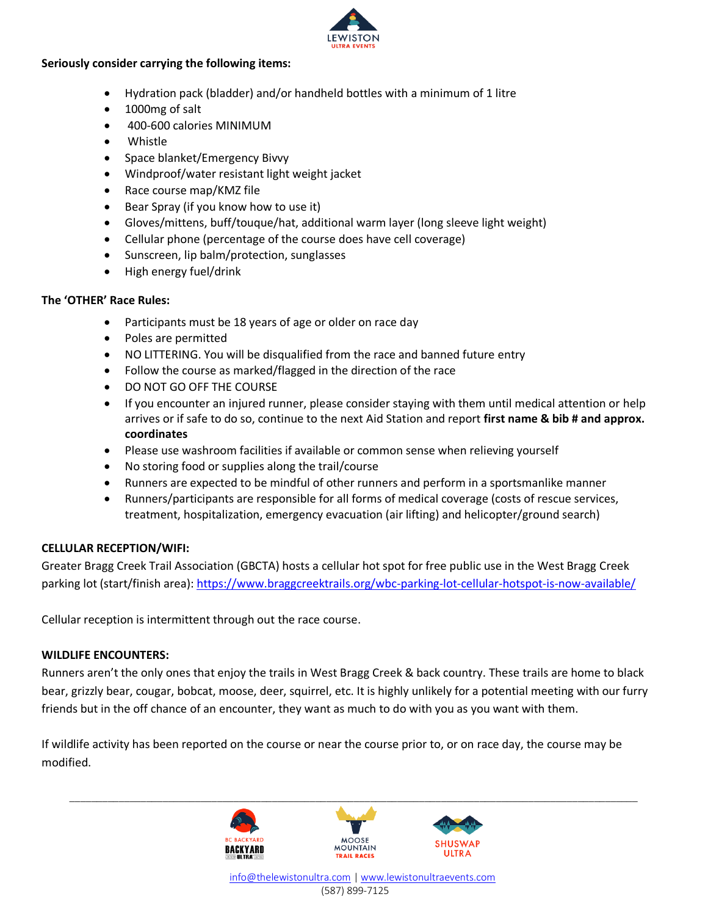**Seriously consider carrying the following items:**

- Hydration pack (bladder) and/or handheld bottles with a minimum of 1 litre
- 1000mg of salt
- 400-600 calories MINIMUM
- Whistle
- Space blanket/Emergency Bivvy
- Windproof/water resistant light weight jacket
- Race course map/KMZ file
- Bear Spray (if you know how to use it)
- Gloves/mittens, buff/touque/hat, additional warm layer (long sleeve light weight)
- Cellular phone (percentage of the course does have cell coverage)
- Sunscreen, lip balm/protection, sunglasses
- High energy fuel/drink

**The 'OTHER' Race Rules:**

- Participants must be 18 years of age or older on race day
- Poles are permitted
- NO LITTERING. You will be disqualified from the race and banned future entry
- Follow the course as marked/flagged in the direction of the race
- DO NOT GO OFF THE COURSE
- If you encounter an injured runner, please consider staying with them until medical attention or help arrives or if safe to do so, continue to the next Aid Station and report **first name & bib # and approx. coordinates**
- Please use washroom facilities if available or common sense when relieving yourself
- No storing food or supplies along the trail/course
- Runners are expected to be mindful of other runners and perform in a sportsmanlike manner
- Runners/participants are responsible for all forms of medical coverage (costs of rescue services, treatment, hospitalization, emergency evacuation (air lifting) and helicopter/ground search)

**CELLULAR RECEPTION/WIFI:**

Greater Bragg Creek Trail Association (GBCTA) hosts a cellular hot spot for free public use in the West Bragg Creek parking lot (start/finish area): https://www.braggcreektrails.org/wbc-parking-lot-cellular-hotspot-is-now-available/

Cellular reception is intermittent through out the race course.

**WILDLIFE ENCOUNTERS:**

Runners aren't the only ones that enjoy the trails in West Bragg Creek & back country. These trails are home to black bear, grizzly bear, cougar, bobcat, moose, deer, squirrel, etc. It is highly unlikely for a potential meeting with our furry friends but in the off chance of an encounter, they want as much to do with you as you want with them.

If wildlife activity has been reported on the course or near the course prior to, or on race day, the course may be modified.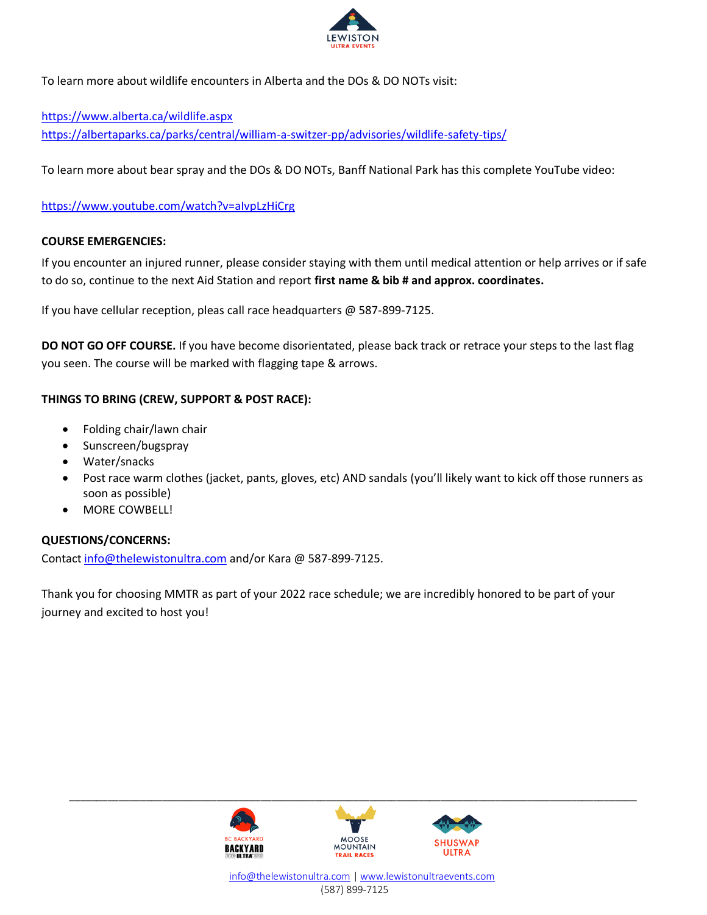To learn more about wildlife encounters in Alberta and the DOs & DO NOTs visit:

https://www.alberta.ca/wildlife.aspx
https://albertaparks.ca/parks/central/william-a-switzer-pp/advisories/wildlife-safety-tips/

To learn more about bear spray and the DOs & DO NOTs, Banff National Park has this complete YouTube video:

https://www.youtube.com/watch?v=aIvpLzHiCrg

**COURSE EMERGENCIES:**

If you encounter an injured runner, please consider staying with them until medical attention or help arrives or if safe to do so, continue to the next Aid Station and report **first name & bib # and approx. coordinates.**

If you have cellular reception, pleas call race headquarters @ 587-899-7125.

**DO NOT GO OFF COURSE.** If you have become disorientated, please back track or retrace your steps to the last flag you seen. The course will be marked with flagging tape & arrows.

**THINGS TO BRING (CREW, SUPPORT & POST RACE):**

- Folding chair/lawn chair
- Sunscreen/bugspray
- Water/snacks
- Post race warm clothes (jacket, pants, gloves, etc) AND sandals (you'll likely want to kick off those runners as soon as possible)
- MORE COWBELL!

**QUESTIONS/CONCERNS:**

Contact info@thelewistonultra.com and/or Kara @ 587-899-7125.

Thank you for choosing MMTR as part of your 2022 race schedule; we are incredibly honored to be part of your journey and excited to host you!